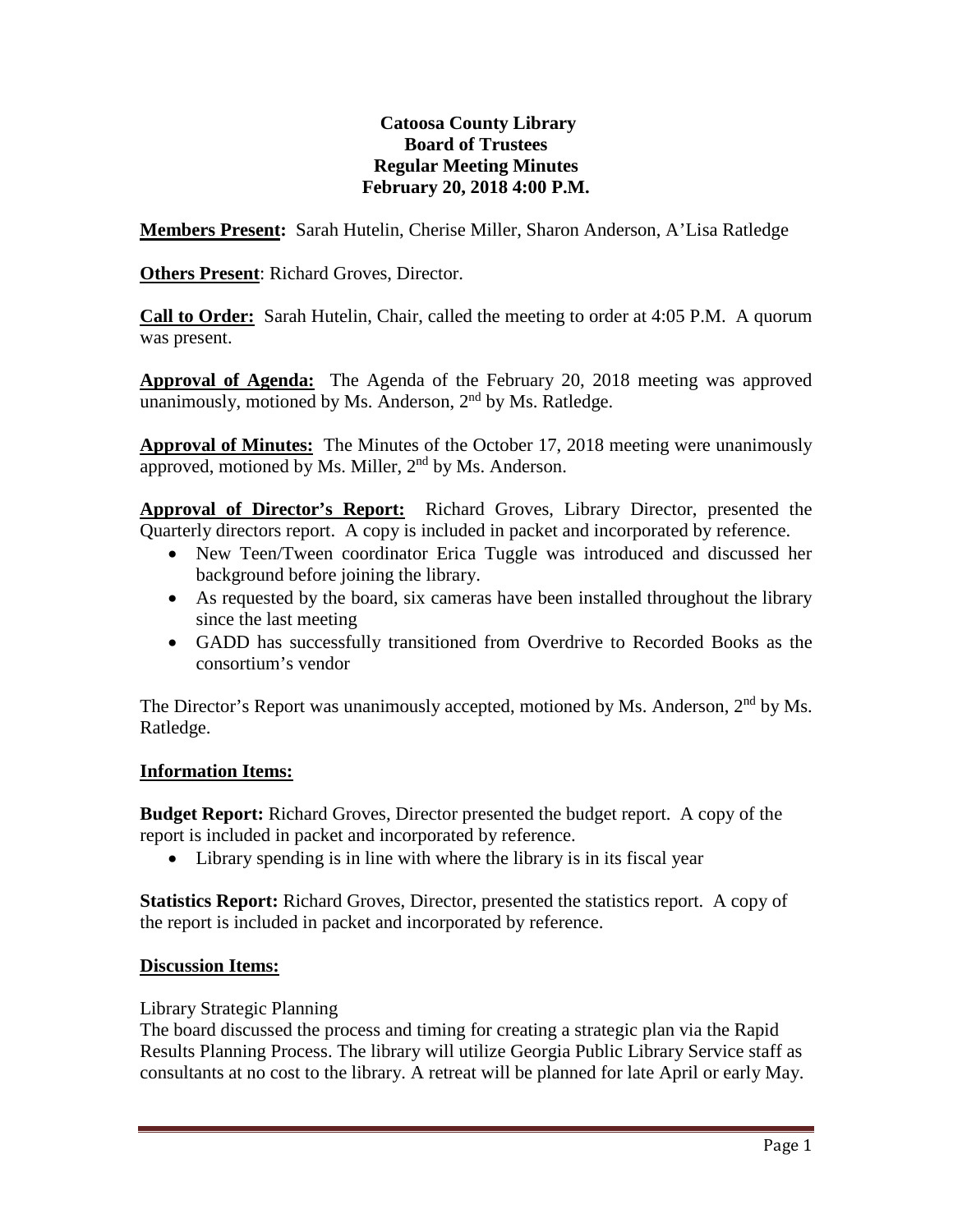**Catoosa County Library**
**Board of Trustees**
**Regular Meeting Minutes**
**February 20, 2018 4:00 P.M.**

**Members Present:** Sarah Hutelin, Cherise Miller, Sharon Anderson, A'Lisa Ratledge

**Others Present**: Richard Groves, Director.

**Call to Order:** Sarah Hutelin, Chair, called the meeting to order at 4:05 P.M. A quorum was present.

**Approval of Agenda:** The Agenda of the February 20, 2018 meeting was approved unanimously, motioned by Ms. Anderson, 2nd by Ms. Ratledge.

**Approval of Minutes:** The Minutes of the October 17, 2018 meeting were unanimously approved, motioned by Ms. Miller, 2nd by Ms. Anderson.

**Approval of Director's Report:** Richard Groves, Library Director, presented the Quarterly directors report. A copy is included in packet and incorporated by reference.

- New Teen/Tween coordinator Erica Tuggle was introduced and discussed her background before joining the library.
- As requested by the board, six cameras have been installed throughout the library since the last meeting
- GADD has successfully transitioned from Overdrive to Recorded Books as the consortium's vendor

The Director's Report was unanimously accepted, motioned by Ms. Anderson, 2nd by Ms. Ratledge.

**Information Items:**

**Budget Report:** Richard Groves, Director presented the budget report. A copy of the report is included in packet and incorporated by reference.

- Library spending is in line with where the library is in its fiscal year

**Statistics Report:** Richard Groves, Director, presented the statistics report. A copy of the report is included in packet and incorporated by reference.

**Discussion Items:**

Library Strategic Planning
The board discussed the process and timing for creating a strategic plan via the Rapid Results Planning Process. The library will utilize Georgia Public Library Service staff as consultants at no cost to the library. A retreat will be planned for late April or early May.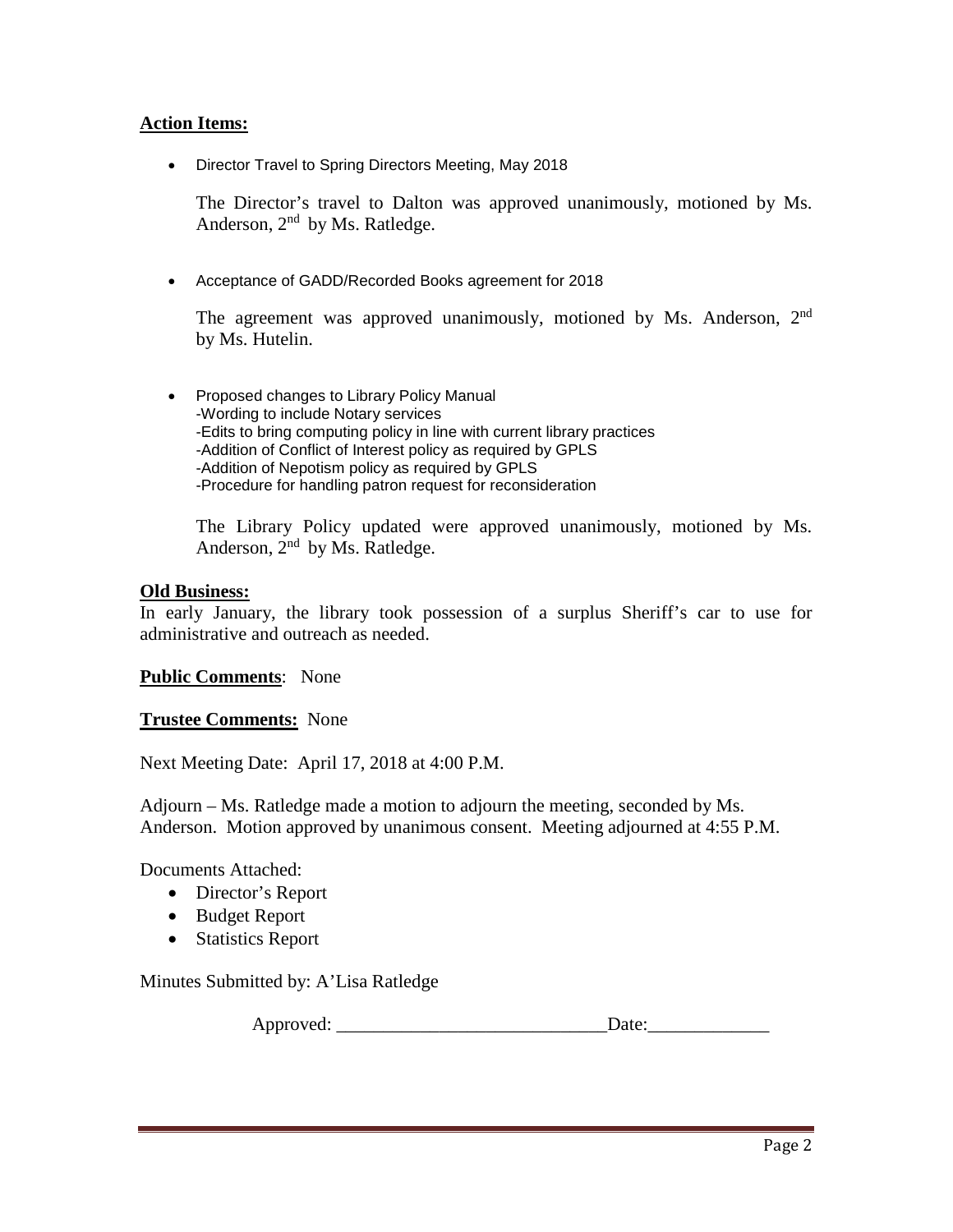**Action Items:**

- Director Travel to Spring Directors Meeting, May 2018

  The Director's travel to Dalton was approved unanimously, motioned by Ms. Anderson, 2nd by Ms. Ratledge.

- Acceptance of GADD/Recorded Books agreement for 2018

  The agreement was approved unanimously, motioned by Ms. Anderson, 2nd by Ms. Hutelin.

- Proposed changes to Library Policy Manual
  -Wording to include Notary services
  -Edits to bring computing policy in line with current library practices
  -Addition of Conflict of Interest policy as required by GPLS
  -Addition of Nepotism policy as required by GPLS
  -Procedure for handling patron request for reconsideration

  The Library Policy updated were approved unanimously, motioned by Ms. Anderson, 2nd by Ms. Ratledge.

**Old Business:**
In early January, the library took possession of a surplus Sheriff's car to use for administrative and outreach as needed.

**Public Comments**: None

**Trustee Comments:** None

Next Meeting Date: April 17, 2018 at 4:00 P.M.

Adjourn – Ms. Ratledge made a motion to adjourn the meeting, seconded by Ms. Anderson. Motion approved by unanimous consent. Meeting adjourned at 4:55 P.M.

Documents Attached:

- Director's Report
- Budget Report
- Statistics Report

Minutes Submitted by: A'Lisa Ratledge

Approved: ____________________________Date:_____________